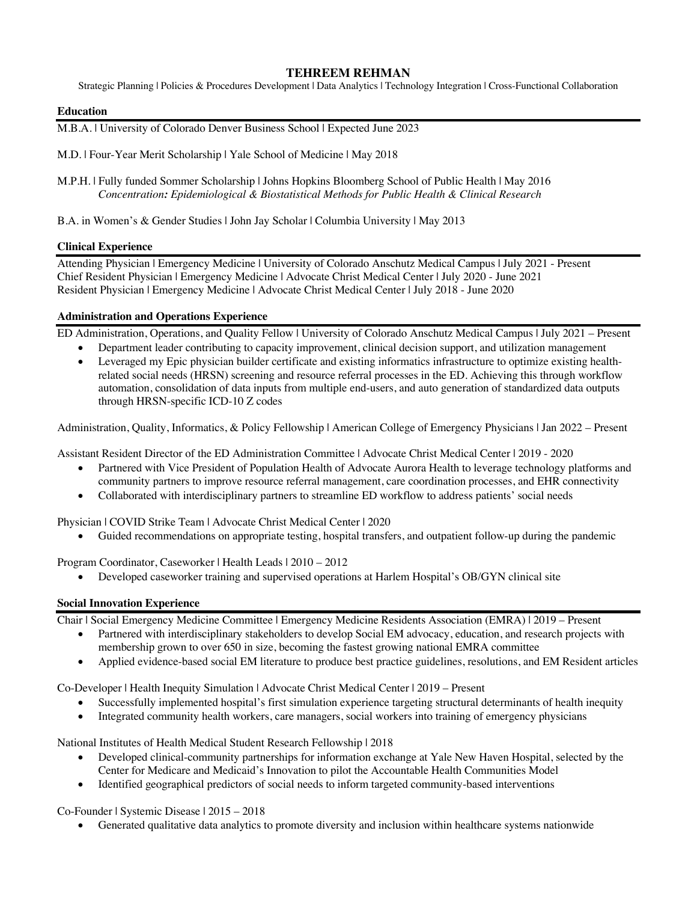# TEHREEM REHMAN

Strategic Planning | Policies & Procedures Development | Data Analytics | Technology Integration | Cross-Functional Collaboration

## Education

M.B.A. | University of Colorado Denver Business School | Expected June 2023

M.D. | Four-Year Merit Scholarship | Yale School of Medicine | May 2018

M.P.H. | Fully funded Sommer Scholarship | Johns Hopkins Bloomberg School of Public Health | May 2016
*Concentration: Epidemiological & Biostatistical Methods for Public Health & Clinical Research*

B.A. in Women's & Gender Studies | John Jay Scholar | Columbia University | May 2013

## Clinical Experience

Attending Physician | Emergency Medicine | University of Colorado Anschutz Medical Campus | July 2021 - Present
Chief Resident Physician | Emergency Medicine | Advocate Christ Medical Center | July 2020 - June 2021
Resident Physician | Emergency Medicine | Advocate Christ Medical Center | July 2018 - June 2020

## Administration and Operations Experience

ED Administration, Operations, and Quality Fellow | University of Colorado Anschutz Medical Campus | July 2021 – Present

- Department leader contributing to capacity improvement, clinical decision support, and utilization management
- Leveraged my Epic physician builder certificate and existing informatics infrastructure to optimize existing health-related social needs (HRSN) screening and resource referral processes in the ED. Achieving this through workflow automation, consolidation of data inputs from multiple end-users, and auto generation of standardized data outputs through HRSN-specific ICD-10 Z codes

Administration, Quality, Informatics, & Policy Fellowship | American College of Emergency Physicians | Jan 2022 – Present

Assistant Resident Director of the ED Administration Committee | Advocate Christ Medical Center | 2019 - 2020

- Partnered with Vice President of Population Health of Advocate Aurora Health to leverage technology platforms and community partners to improve resource referral management, care coordination processes, and EHR connectivity
- Collaborated with interdisciplinary partners to streamline ED workflow to address patients' social needs

Physician | COVID Strike Team | Advocate Christ Medical Center | 2020

- Guided recommendations on appropriate testing, hospital transfers, and outpatient follow-up during the pandemic

Program Coordinator, Caseworker | Health Leads | 2010 – 2012

- Developed caseworker training and supervised operations at Harlem Hospital's OB/GYN clinical site

## Social Innovation Experience

Chair | Social Emergency Medicine Committee | Emergency Medicine Residents Association (EMRA) | 2019 – Present

- Partnered with interdisciplinary stakeholders to develop Social EM advocacy, education, and research projects with membership grown to over 650 in size, becoming the fastest growing national EMRA committee
- Applied evidence-based social EM literature to produce best practice guidelines, resolutions, and EM Resident articles

Co-Developer | Health Inequity Simulation | Advocate Christ Medical Center | 2019 – Present

- Successfully implemented hospital's first simulation experience targeting structural determinants of health inequity
- Integrated community health workers, care managers, social workers into training of emergency physicians

National Institutes of Health Medical Student Research Fellowship | 2018

- Developed clinical-community partnerships for information exchange at Yale New Haven Hospital, selected by the Center for Medicare and Medicaid's Innovation to pilot the Accountable Health Communities Model
- Identified geographical predictors of social needs to inform targeted community-based interventions

Co-Founder | Systemic Disease | 2015 – 2018

- Generated qualitative data analytics to promote diversity and inclusion within healthcare systems nationwide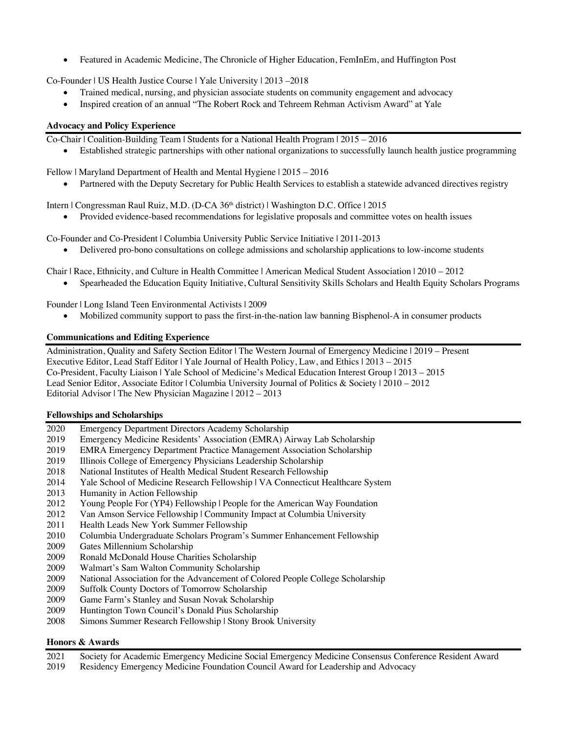- Featured in Academic Medicine, The Chronicle of Higher Education, FemInEm, and Huffington Post

Co-Founder | US Health Justice Course | Yale University | 2013 –2018

- Trained medical, nursing, and physician associate students on community engagement and advocacy
- Inspired creation of an annual "The Robert Rock and Tehreem Rehman Activism Award" at Yale

### Advocacy and Policy Experience

Co-Chair | Coalition-Building Team | Students for a National Health Program | 2015 – 2016

- Established strategic partnerships with other national organizations to successfully launch health justice programming

Fellow | Maryland Department of Health and Mental Hygiene | 2015 – 2016

- Partnered with the Deputy Secretary for Public Health Services to establish a statewide advanced directives registry

Intern | Congressman Raul Ruiz, M.D. (D-CA 36th district) | Washington D.C. Office | 2015

- Provided evidence-based recommendations for legislative proposals and committee votes on health issues

Co-Founder and Co-President | Columbia University Public Service Initiative | 2011-2013

- Delivered pro-bono consultations on college admissions and scholarship applications to low-income students

Chair | Race, Ethnicity, and Culture in Health Committee | American Medical Student Association | 2010 – 2012

- Spearheaded the Education Equity Initiative, Cultural Sensitivity Skills Scholars and Health Equity Scholars Programs

Founder | Long Island Teen Environmental Activists | 2009

- Mobilized community support to pass the first-in-the-nation law banning Bisphenol-A in consumer products

### Communications and Editing Experience

Administration, Quality and Safety Section Editor | The Western Journal of Emergency Medicine | 2019 – Present
Executive Editor, Lead Staff Editor | Yale Journal of Health Policy, Law, and Ethics | 2013 – 2015
Co-President, Faculty Liaison | Yale School of Medicine's Medical Education Interest Group | 2013 – 2015
Lead Senior Editor, Associate Editor | Columbia University Journal of Politics & Society | 2010 – 2012
Editorial Advisor | The New Physician Magazine | 2012 – 2013

### Fellowships and Scholarships

2020 Emergency Department Directors Academy Scholarship
2019 Emergency Medicine Residents' Association (EMRA) Airway Lab Scholarship
2019 EMRA Emergency Department Practice Management Association Scholarship
2019 Illinois College of Emergency Physicians Leadership Scholarship
2018 National Institutes of Health Medical Student Research Fellowship
2014 Yale School of Medicine Research Fellowship | VA Connecticut Healthcare System
2013 Humanity in Action Fellowship
2012 Young People For (YP4) Fellowship | People for the American Way Foundation
2012 Van Amson Service Fellowship | Community Impact at Columbia University
2011 Health Leads New York Summer Fellowship
2010 Columbia Undergraduate Scholars Program's Summer Enhancement Fellowship
2009 Gates Millennium Scholarship
2009 Ronald McDonald House Charities Scholarship
2009 Walmart's Sam Walton Community Scholarship
2009 National Association for the Advancement of Colored People College Scholarship
2009 Suffolk County Doctors of Tomorrow Scholarship
2009 Game Farm's Stanley and Susan Novak Scholarship
2009 Huntington Town Council's Donald Pius Scholarship
2008 Simons Summer Research Fellowship | Stony Brook University

### Honors & Awards

2021 Society for Academic Emergency Medicine Social Emergency Medicine Consensus Conference Resident Award
2019 Residency Emergency Medicine Foundation Council Award for Leadership and Advocacy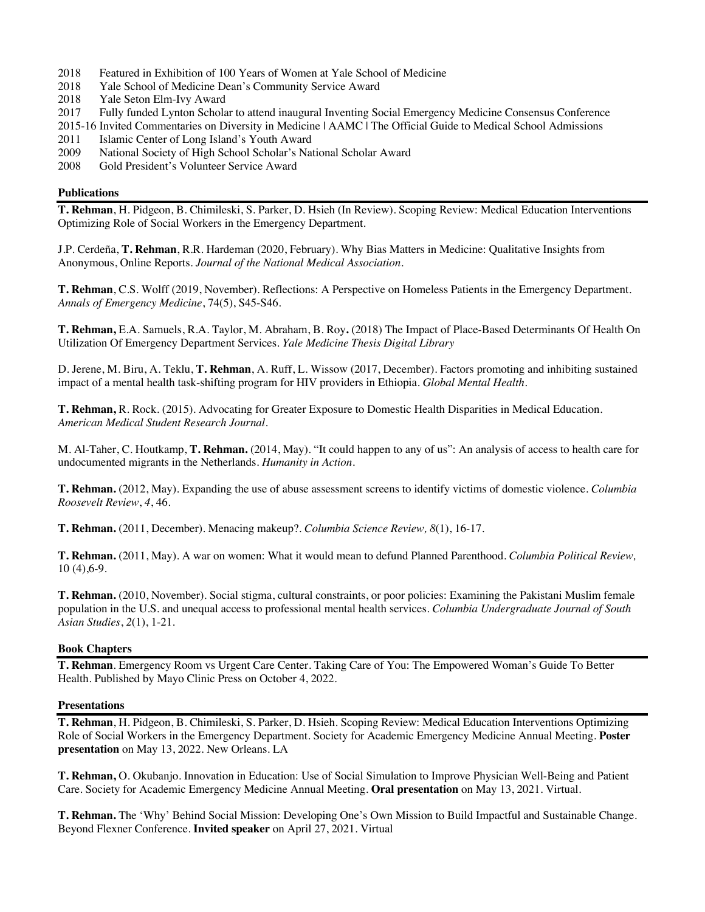2018 Featured in Exhibition of 100 Years of Women at Yale School of Medicine
2018 Yale School of Medicine Dean's Community Service Award
2018 Yale Seton Elm-Ivy Award
2017 Fully funded Lynton Scholar to attend inaugural Inventing Social Emergency Medicine Consensus Conference
2015-16 Invited Commentaries on Diversity in Medicine | AAMC | The Official Guide to Medical School Admissions
2011 Islamic Center of Long Island's Youth Award
2009 National Society of High School Scholar's National Scholar Award
2008 Gold President's Volunteer Service Award

**Publications**

**T. Rehman**, H. Pidgeon, B. Chimileski, S. Parker, D. Hsieh (In Review). Scoping Review: Medical Education Interventions Optimizing Role of Social Workers in the Emergency Department.

J.P. Cerdeña, **T. Rehman**, R.R. Hardeman (2020, February). Why Bias Matters in Medicine: Qualitative Insights from Anonymous, Online Reports. *Journal of the National Medical Association*.

**T. Rehman**, C.S. Wolff (2019, November). Reflections: A Perspective on Homeless Patients in the Emergency Department. *Annals of Emergency Medicine*, 74(5), S45-S46.

**T. Rehman,** E.A. Samuels, R.A. Taylor, M. Abraham, B. Roy**.** (2018) The Impact of Place-Based Determinants Of Health On Utilization Of Emergency Department Services. *Yale Medicine Thesis Digital Library*

D. Jerene, M. Biru, A. Teklu, **T. Rehman**, A. Ruff, L. Wissow (2017, December). Factors promoting and inhibiting sustained impact of a mental health task-shifting program for HIV providers in Ethiopia. *Global Mental Health*.

**T. Rehman,** R. Rock. (2015). Advocating for Greater Exposure to Domestic Health Disparities in Medical Education. *American Medical Student Research Journal*.

M. Al-Taher, C. Houtkamp, **T. Rehman.** (2014, May). "It could happen to any of us": An analysis of access to health care for undocumented migrants in the Netherlands. *Humanity in Action*.

**T. Rehman.** (2012, May). Expanding the use of abuse assessment screens to identify victims of domestic violence. *Columbia Roosevelt Review*, *4*, 46.

**T. Rehman.** (2011, December). Menacing makeup?. *Columbia Science Review, 8*(1), 16-17.

**T. Rehman.** (2011, May). A war on women: What it would mean to defund Planned Parenthood. *Columbia Political Review,* 10 (4),6-9.

**T. Rehman.** (2010, November). Social stigma, cultural constraints, or poor policies: Examining the Pakistani Muslim female population in the U.S. and unequal access to professional mental health services. *Columbia Undergraduate Journal of South Asian Studies*, *2*(1), 1-21.

**Book Chapters**

**T. Rehman**. Emergency Room vs Urgent Care Center. Taking Care of You: The Empowered Woman's Guide To Better Health. Published by Mayo Clinic Press on October 4, 2022.

**Presentations**

**T. Rehman**, H. Pidgeon, B. Chimileski, S. Parker, D. Hsieh. Scoping Review: Medical Education Interventions Optimizing Role of Social Workers in the Emergency Department. Society for Academic Emergency Medicine Annual Meeting. **Poster presentation** on May 13, 2022. New Orleans. LA

**T. Rehman,** O. Okubanjo. Innovation in Education: Use of Social Simulation to Improve Physician Well-Being and Patient Care. Society for Academic Emergency Medicine Annual Meeting. **Oral presentation** on May 13, 2021. Virtual.

**T. Rehman.** The 'Why' Behind Social Mission: Developing One's Own Mission to Build Impactful and Sustainable Change. Beyond Flexner Conference. **Invited speaker** on April 27, 2021. Virtual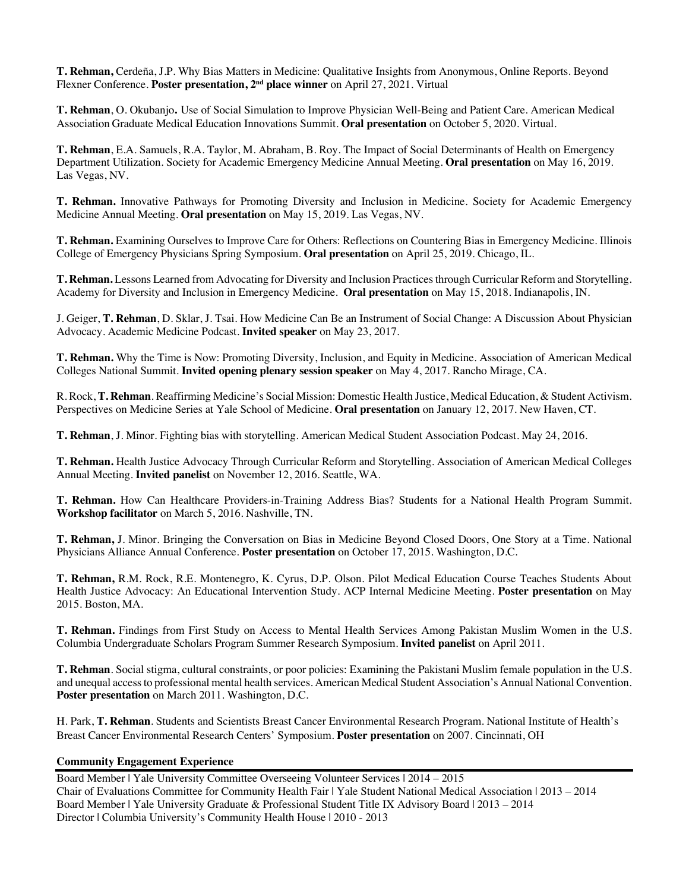**T. Rehman,** Cerdeña, J.P. Why Bias Matters in Medicine: Qualitative Insights from Anonymous, Online Reports. Beyond Flexner Conference. **Poster presentation, 2nd place winner** on April 27, 2021. Virtual

**T. Rehman**, O. Okubanjo**.** Use of Social Simulation to Improve Physician Well-Being and Patient Care. American Medical Association Graduate Medical Education Innovations Summit. **Oral presentation** on October 5, 2020. Virtual.

**T. Rehman**, E.A. Samuels, R.A. Taylor, M. Abraham, B. Roy. The Impact of Social Determinants of Health on Emergency Department Utilization. Society for Academic Emergency Medicine Annual Meeting. **Oral presentation** on May 16, 2019. Las Vegas, NV.

**T. Rehman.** Innovative Pathways for Promoting Diversity and Inclusion in Medicine. Society for Academic Emergency Medicine Annual Meeting. **Oral presentation** on May 15, 2019. Las Vegas, NV.

**T. Rehman.** Examining Ourselves to Improve Care for Others: Reflections on Countering Bias in Emergency Medicine. Illinois College of Emergency Physicians Spring Symposium. **Oral presentation** on April 25, 2019. Chicago, IL.

**T. Rehman.** Lessons Learned from Advocating for Diversity and Inclusion Practices through Curricular Reform and Storytelling. Academy for Diversity and Inclusion in Emergency Medicine. **Oral presentation** on May 15, 2018. Indianapolis, IN.

J. Geiger, **T. Rehman**, D. Sklar, J. Tsai. How Medicine Can Be an Instrument of Social Change: A Discussion About Physician Advocacy. Academic Medicine Podcast. **Invited speaker** on May 23, 2017.

**T. Rehman.** Why the Time is Now: Promoting Diversity, Inclusion, and Equity in Medicine. Association of American Medical Colleges National Summit. **Invited opening plenary session speaker** on May 4, 2017. Rancho Mirage, CA.

R. Rock, **T. Rehman**. Reaffirming Medicine's Social Mission: Domestic Health Justice, Medical Education, & Student Activism. Perspectives on Medicine Series at Yale School of Medicine. **Oral presentation** on January 12, 2017. New Haven, CT.

**T. Rehman**, J. Minor. Fighting bias with storytelling. American Medical Student Association Podcast. May 24, 2016.

**T. Rehman.** Health Justice Advocacy Through Curricular Reform and Storytelling. Association of American Medical Colleges Annual Meeting. **Invited panelist** on November 12, 2016. Seattle, WA.

**T. Rehman.** How Can Healthcare Providers-in-Training Address Bias? Students for a National Health Program Summit. **Workshop facilitator** on March 5, 2016. Nashville, TN.

**T. Rehman,** J. Minor. Bringing the Conversation on Bias in Medicine Beyond Closed Doors, One Story at a Time. National Physicians Alliance Annual Conference. **Poster presentation** on October 17, 2015. Washington, D.C.

**T. Rehman,** R.M. Rock, R.E. Montenegro, K. Cyrus, D.P. Olson. Pilot Medical Education Course Teaches Students About Health Justice Advocacy: An Educational Intervention Study. ACP Internal Medicine Meeting. **Poster presentation** on May 2015. Boston, MA.

**T. Rehman.** Findings from First Study on Access to Mental Health Services Among Pakistan Muslim Women in the U.S. Columbia Undergraduate Scholars Program Summer Research Symposium. **Invited panelist** on April 2011.

**T. Rehman**. Social stigma, cultural constraints, or poor policies: Examining the Pakistani Muslim female population in the U.S. and unequal access to professional mental health services. American Medical Student Association's Annual National Convention. **Poster presentation** on March 2011. Washington, D.C.

H. Park, **T. Rehman**. Students and Scientists Breast Cancer Environmental Research Program. National Institute of Health's Breast Cancer Environmental Research Centers' Symposium. **Poster presentation** on 2007. Cincinnati, OH

## Community Engagement Experience

Board Member | Yale University Committee Overseeing Volunteer Services | 2014 – 2015
Chair of Evaluations Committee for Community Health Fair | Yale Student National Medical Association | 2013 – 2014
Board Member | Yale University Graduate & Professional Student Title IX Advisory Board | 2013 – 2014
Director | Columbia University's Community Health House | 2010 - 2013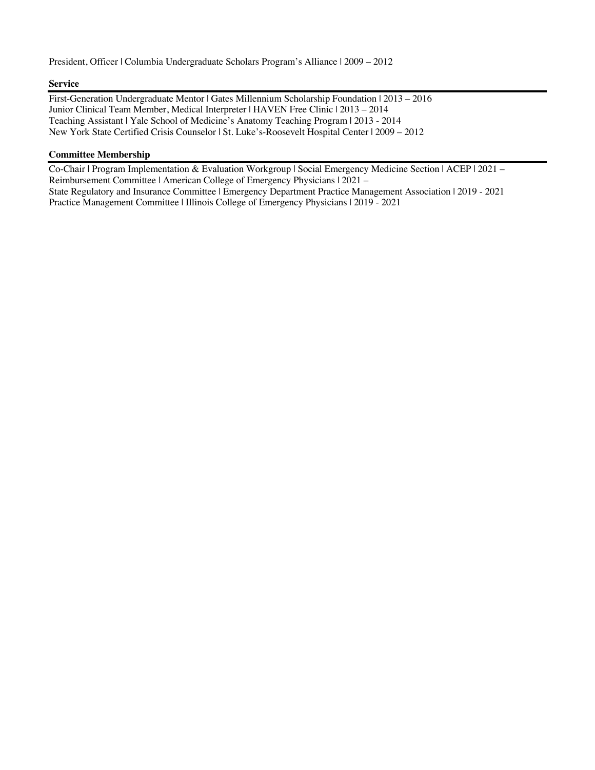President, Officer | Columbia Undergraduate Scholars Program's Alliance | 2009 – 2012

## Service

First-Generation Undergraduate Mentor | Gates Millennium Scholarship Foundation | 2013 – 2016
Junior Clinical Team Member, Medical Interpreter | HAVEN Free Clinic | 2013 – 2014
Teaching Assistant | Yale School of Medicine's Anatomy Teaching Program | 2013 - 2014
New York State Certified Crisis Counselor | St. Luke's-Roosevelt Hospital Center | 2009 – 2012

## Committee Membership

Co-Chair | Program Implementation & Evaluation Workgroup | Social Emergency Medicine Section | ACEP | 2021 –
Reimbursement Committee | American College of Emergency Physicians | 2021 –
State Regulatory and Insurance Committee | Emergency Department Practice Management Association | 2019 - 2021
Practice Management Committee | Illinois College of Emergency Physicians | 2019 - 2021